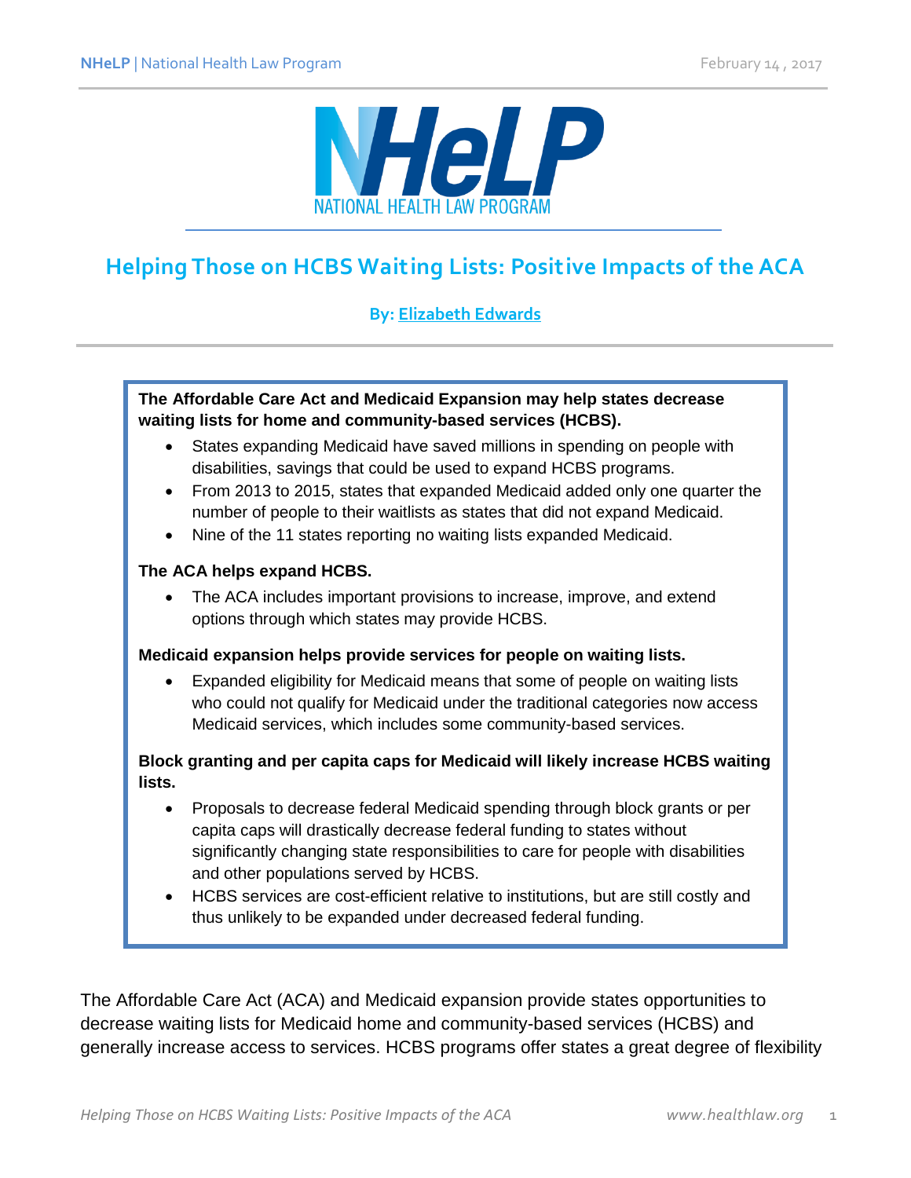# Helping Those on HCBS Waiting Lists: Positive Impacts of the ACA

**By: Elizabeth Edwards**

**The Affordable Care Act and Medicaid Expansion may help states decrease waiting lists for home and community-based services (HCBS).**

- States expanding Medicaid have saved millions in spending on people with disabilities, savings that could be used to expand HCBS programs.
- From 2013 to 2015, states that expanded Medicaid added only one quarter the number of people to their waitlists as states that did not expand Medicaid.
- Nine of the 11 states reporting no waiting lists expanded Medicaid.

**The ACA helps expand HCBS.**

- The ACA includes important provisions to increase, improve, and extend options through which states may provide HCBS.

**Medicaid expansion helps provide services for people on waiting lists.**

- Expanded eligibility for Medicaid means that some of people on waiting lists who could not qualify for Medicaid under the traditional categories now access Medicaid services, which includes some community-based services.

**Block granting and per capita caps for Medicaid will likely increase HCBS waiting lists.**

- Proposals to decrease federal Medicaid spending through block grants or per capita caps will drastically decrease federal funding to states without significantly changing state responsibilities to care for people with disabilities and other populations served by HCBS.
- HCBS services are cost-efficient relative to institutions, but are still costly and thus unlikely to be expanded under decreased federal funding.

The Affordable Care Act (ACA) and Medicaid expansion provide states opportunities to decrease waiting lists for Medicaid home and community-based services (HCBS) and generally increase access to services. HCBS programs offer states a great degree of flexibility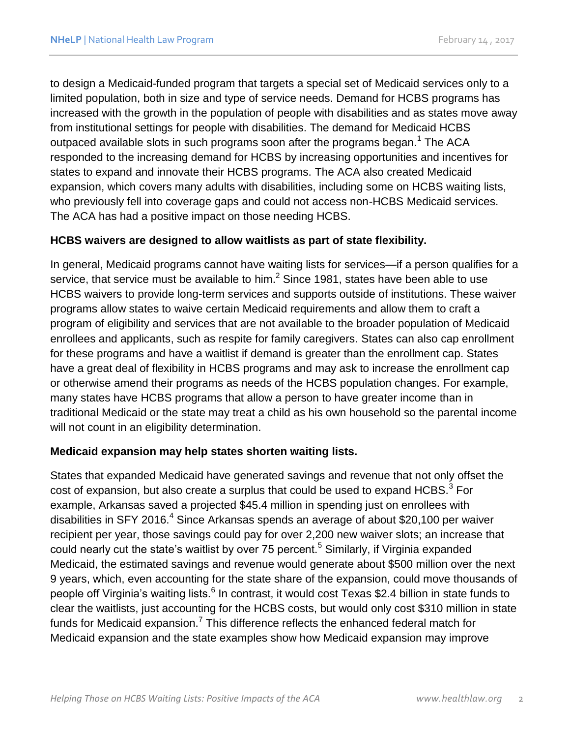to design a Medicaid-funded program that targets a special set of Medicaid services only to a limited population, both in size and type of service needs. Demand for HCBS programs has increased with the growth in the population of people with disabilities and as states move away from institutional settings for people with disabilities. The demand for Medicaid HCBS outpaced available slots in such programs soon after the programs began.[1] The ACA responded to the increasing demand for HCBS by increasing opportunities and incentives for states to expand and innovate their HCBS programs. The ACA also created Medicaid expansion, which covers many adults with disabilities, including some on HCBS waiting lists, who previously fell into coverage gaps and could not access non-HCBS Medicaid services. The ACA has had a positive impact on those needing HCBS.

**HCBS waivers are designed to allow waitlists as part of state flexibility.**

In general, Medicaid programs cannot have waiting lists for services—if a person qualifies for a service, that service must be available to him.[2] Since 1981, states have been able to use HCBS waivers to provide long-term services and supports outside of institutions. These waiver programs allow states to waive certain Medicaid requirements and allow them to craft a program of eligibility and services that are not available to the broader population of Medicaid enrollees and applicants, such as respite for family caregivers. States can also cap enrollment for these programs and have a waitlist if demand is greater than the enrollment cap. States have a great deal of flexibility in HCBS programs and may ask to increase the enrollment cap or otherwise amend their programs as needs of the HCBS population changes. For example, many states have HCBS programs that allow a person to have greater income than in traditional Medicaid or the state may treat a child as his own household so the parental income will not count in an eligibility determination.

**Medicaid expansion may help states shorten waiting lists.**

States that expanded Medicaid have generated savings and revenue that not only offset the cost of expansion, but also create a surplus that could be used to expand HCBS.[3] For example, Arkansas saved a projected $45.4 million in spending just on enrollees with disabilities in SFY 2016.[4] Since Arkansas spends an average of about $20,100 per waiver recipient per year, those savings could pay for over 2,200 new waiver slots; an increase that could nearly cut the state's waitlist by over 75 percent.[5] Similarly, if Virginia expanded Medicaid, the estimated savings and revenue would generate about $500 million over the next 9 years, which, even accounting for the state share of the expansion, could move thousands of people off Virginia's waiting lists.[6] In contrast, it would cost Texas $2.4 billion in state funds to clear the waitlists, just accounting for the HCBS costs, but would only cost $310 million in state funds for Medicaid expansion.[7] This difference reflects the enhanced federal match for Medicaid expansion and the state examples show how Medicaid expansion may improve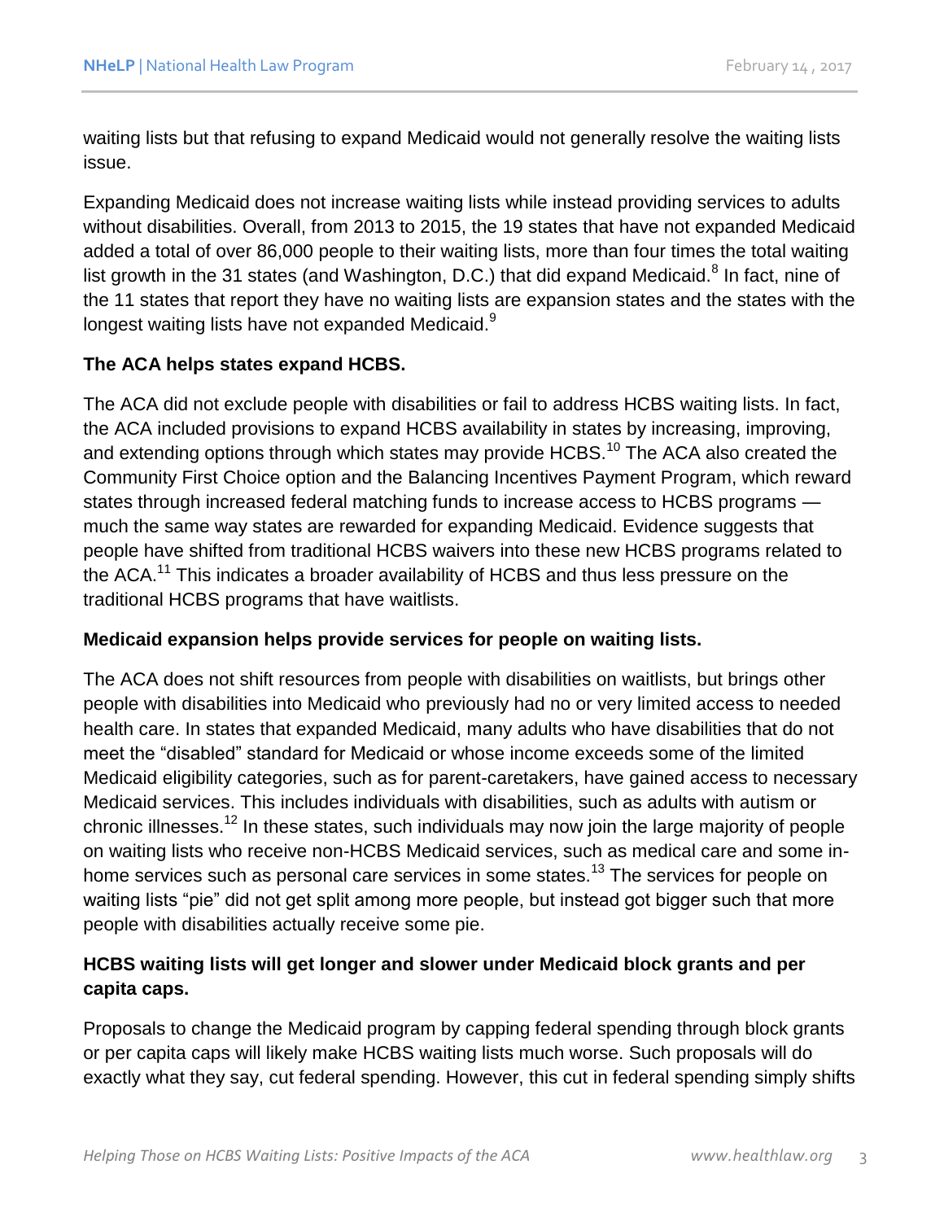waiting lists but that refusing to expand Medicaid would not generally resolve the waiting lists issue.

Expanding Medicaid does not increase waiting lists while instead providing services to adults without disabilities. Overall, from 2013 to 2015, the 19 states that have not expanded Medicaid added a total of over 86,000 people to their waiting lists, more than four times the total waiting list growth in the 31 states (and Washington, D.C.) that did expand Medicaid.[8] In fact, nine of the 11 states that report they have no waiting lists are expansion states and the states with the longest waiting lists have not expanded Medicaid.[9]

**The ACA helps states expand HCBS.**

The ACA did not exclude people with disabilities or fail to address HCBS waiting lists. In fact, the ACA included provisions to expand HCBS availability in states by increasing, improving, and extending options through which states may provide HCBS.[10] The ACA also created the Community First Choice option and the Balancing Incentives Payment Program, which reward states through increased federal matching funds to increase access to HCBS programs — much the same way states are rewarded for expanding Medicaid. Evidence suggests that people have shifted from traditional HCBS waivers into these new HCBS programs related to the ACA.[11] This indicates a broader availability of HCBS and thus less pressure on the traditional HCBS programs that have waitlists.

**Medicaid expansion helps provide services for people on waiting lists.**

The ACA does not shift resources from people with disabilities on waitlists, but brings other people with disabilities into Medicaid who previously had no or very limited access to needed health care. In states that expanded Medicaid, many adults who have disabilities that do not meet the "disabled" standard for Medicaid or whose income exceeds some of the limited Medicaid eligibility categories, such as for parent-caretakers, have gained access to necessary Medicaid services. This includes individuals with disabilities, such as adults with autism or chronic illnesses.[12] In these states, such individuals may now join the large majority of people on waiting lists who receive non-HCBS Medicaid services, such as medical care and some in-home services such as personal care services in some states.[13] The services for people on waiting lists "pie" did not get split among more people, but instead got bigger such that more people with disabilities actually receive some pie.

**HCBS waiting lists will get longer and slower under Medicaid block grants and per capita caps.**

Proposals to change the Medicaid program by capping federal spending through block grants or per capita caps will likely make HCBS waiting lists much worse. Such proposals will do exactly what they say, cut federal spending. However, this cut in federal spending simply shifts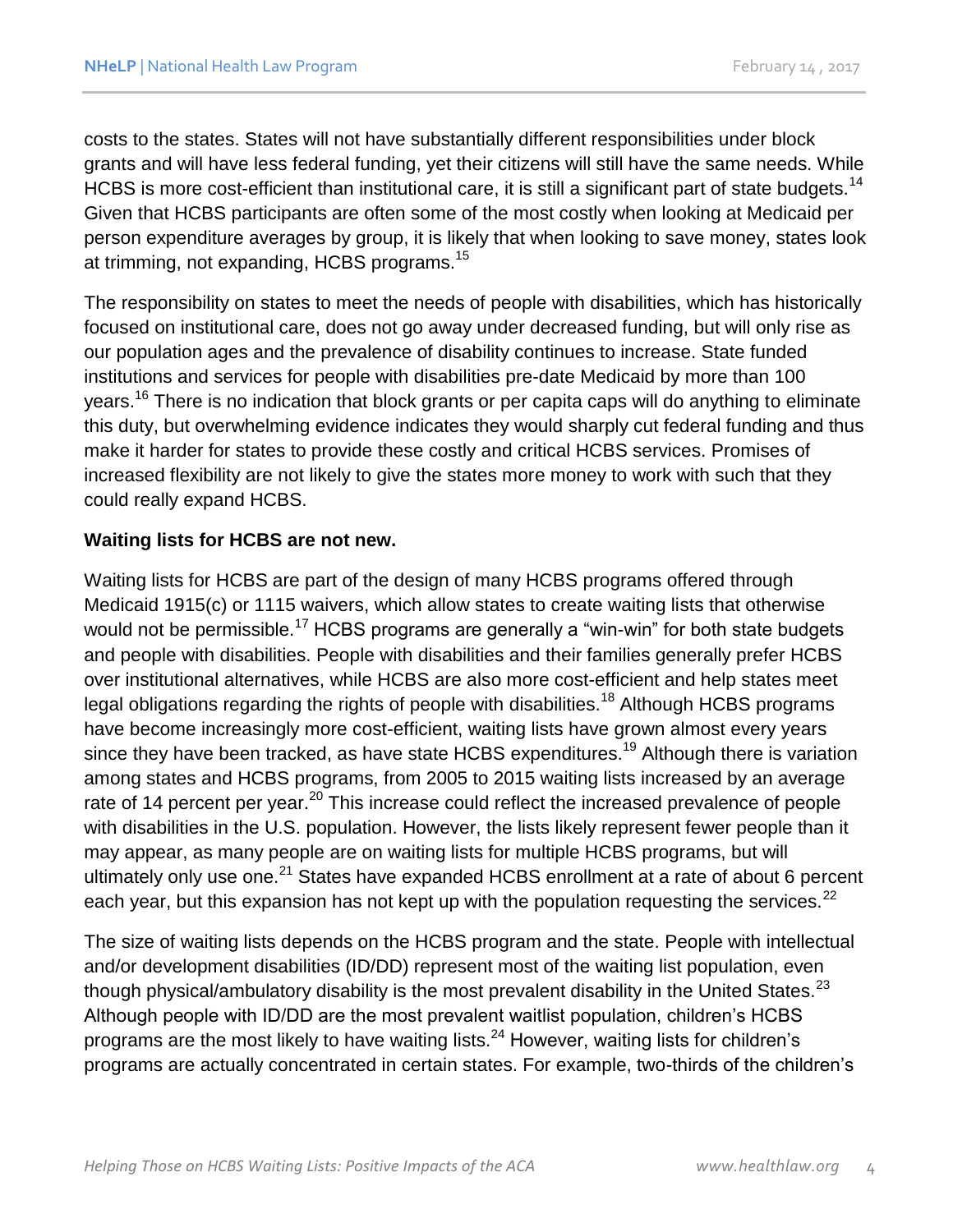costs to the states. States will not have substantially different responsibilities under block grants and will have less federal funding, yet their citizens will still have the same needs. While HCBS is more cost-efficient than institutional care, it is still a significant part of state budgets.[14] Given that HCBS participants are often some of the most costly when looking at Medicaid per person expenditure averages by group, it is likely that when looking to save money, states look at trimming, not expanding, HCBS programs.[15]

The responsibility on states to meet the needs of people with disabilities, which has historically focused on institutional care, does not go away under decreased funding, but will only rise as our population ages and the prevalence of disability continues to increase. State funded institutions and services for people with disabilities pre-date Medicaid by more than 100 years.[16] There is no indication that block grants or per capita caps will do anything to eliminate this duty, but overwhelming evidence indicates they would sharply cut federal funding and thus make it harder for states to provide these costly and critical HCBS services. Promises of increased flexibility are not likely to give the states more money to work with such that they could really expand HCBS.

**Waiting lists for HCBS are not new.**

Waiting lists for HCBS are part of the design of many HCBS programs offered through Medicaid 1915(c) or 1115 waivers, which allow states to create waiting lists that otherwise would not be permissible.[17] HCBS programs are generally a “win-win” for both state budgets and people with disabilities. People with disabilities and their families generally prefer HCBS over institutional alternatives, while HCBS are also more cost-efficient and help states meet legal obligations regarding the rights of people with disabilities.[18] Although HCBS programs have become increasingly more cost-efficient, waiting lists have grown almost every years since they have been tracked, as have state HCBS expenditures.[19] Although there is variation among states and HCBS programs, from 2005 to 2015 waiting lists increased by an average rate of 14 percent per year.[20] This increase could reflect the increased prevalence of people with disabilities in the U.S. population. However, the lists likely represent fewer people than it may appear, as many people are on waiting lists for multiple HCBS programs, but will ultimately only use one.[21] States have expanded HCBS enrollment at a rate of about 6 percent each year, but this expansion has not kept up with the population requesting the services.[22]

The size of waiting lists depends on the HCBS program and the state. People with intellectual and/or development disabilities (ID/DD) represent most of the waiting list population, even though physical/ambulatory disability is the most prevalent disability in the United States.[23] Although people with ID/DD are the most prevalent waitlist population, children’s HCBS programs are the most likely to have waiting lists.[24] However, waiting lists for children’s programs are actually concentrated in certain states. For example, two-thirds of the children’s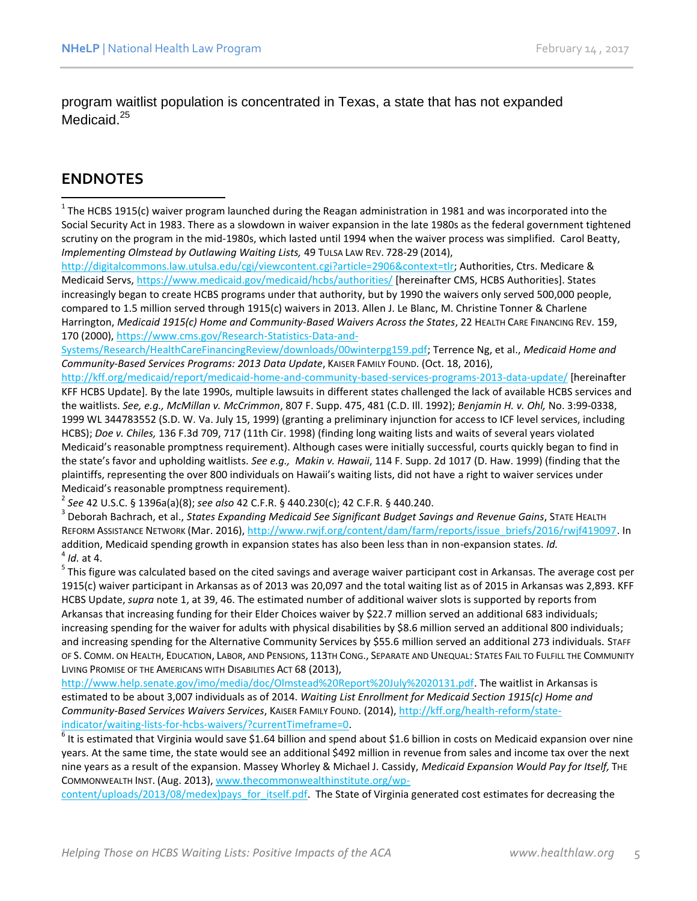program waitlist population is concentrated in Texas, a state that has not expanded Medicaid.[25]

## ENDNOTES

[1] The HCBS 1915(c) waiver program launched during the Reagan administration in 1981 and was incorporated into the Social Security Act in 1983. There as a slowdown in waiver expansion in the late 1980s as the federal government tightened scrutiny on the program in the mid-1980s, which lasted until 1994 when the waiver process was simplified. Carol Beatty, *Implementing Olmstead by Outlawing Waiting Lists,* 49 TULSA LAW REV. 728-29 (2014), http://digitalcommons.law.utulsa.edu/cgi/viewcontent.cgi?article=2906&context=tlr; Authorities, Ctrs. Medicare & Medicaid Servs, https://www.medicaid.gov/medicaid/hcbs/authorities/ [hereinafter CMS, HCBS Authorities]. States increasingly began to create HCBS programs under that authority, but by 1990 the waivers only served 500,000 people, compared to 1.5 million served through 1915(c) waivers in 2013. Allen J. Le Blanc, M. Christine Tonner & Charlene Harrington, *Medicaid 1915(c) Home and Community-Based Waivers Across the States*, 22 HEALTH CARE FINANCING REV. 159, 170 (2000), https://www.cms.gov/Research-Statistics-Data-and-Systems/Research/HealthCareFinancingReview/downloads/00winterpg159.pdf; Terrence Ng, et al., *Medicaid Home and Community-Based Services Programs: 2013 Data Update*, KAISER FAMILY FOUND. (Oct. 18, 2016), http://kff.org/medicaid/report/medicaid-home-and-community-based-services-programs-2013-data-update/ [hereinafter KFF HCBS Update]. By the late 1990s, multiple lawsuits in different states challenged the lack of available HCBS services and the waitlists. *See, e.g., McMillan v. McCrimmon*, 807 F. Supp. 475, 481 (C.D. Ill. 1992); *Benjamin H. v. Ohl,* No. 3:99-0338, 1999 WL 344783552 (S.D. W. Va. July 15, 1999) (granting a preliminary injunction for access to ICF level services, including HCBS); *Doe v. Chiles,* 136 F.3d 709, 717 (11th Cir. 1998) (finding long waiting lists and waits of several years violated Medicaid's reasonable promptness requirement). Although cases were initially successful, courts quickly began to find in the state's favor and upholding waitlists. *See e.g., Makin v. Hawaii*, 114 F. Supp. 2d 1017 (D. Haw. 1999) (finding that the plaintiffs, representing the over 800 individuals on Hawaii's waiting lists, did not have a right to waiver services under Medicaid's reasonable promptness requirement).

[2] *See* 42 U.S.C. § 1396a(a)(8); *see also* 42 C.F.R. § 440.230(c); 42 C.F.R. § 440.240.

[3] Deborah Bachrach, et al., *States Expanding Medicaid See Significant Budget Savings and Revenue Gains*, STATE HEALTH REFORM ASSISTANCE NETWORK (Mar. 2016), http://www.rwjf.org/content/dam/farm/reports/issue_briefs/2016/rwjf419097. In addition, Medicaid spending growth in expansion states has also been less than in non-expansion states. *Id.*

[4] *Id.* at 4.

[5] This figure was calculated based on the cited savings and average waiver participant cost in Arkansas. The average cost per 1915(c) waiver participant in Arkansas as of 2013 was 20,097 and the total waiting list as of 2015 in Arkansas was 2,893. KFF HCBS Update, *supra* note 1, at 39, 46. The estimated number of additional waiver slots is supported by reports from Arkansas that increasing funding for their Elder Choices waiver by $22.7 million served an additional 683 individuals; increasing spending for the waiver for adults with physical disabilities by $8.6 million served an additional 800 individuals; and increasing spending for the Alternative Community Services by $55.6 million served an additional 273 individuals. STAFF OF S. COMM. ON HEALTH, EDUCATION, LABOR, AND PENSIONS, 113TH CONG., SEPARATE AND UNEQUAL: STATES FAIL TO FULFILL THE COMMUNITY LIVING PROMISE OF THE AMERICANS WITH DISABILITIES ACT 68 (2013), http://www.help.senate.gov/imo/media/doc/Olmstead%20Report%20July%2020131.pdf. The waitlist in Arkansas is estimated to be about 3,007 individuals as of 2014. *Waiting List Enrollment for Medicaid Section 1915(c) Home and Community-Based Services Waivers*, KAISER FAMILY FOUND. (2014), http://kff.org/health-reform/state-indicator/waiting-lists-for-hcbs-waivers/?currentTimeframe=0.

[6] It is estimated that Virginia would save $1.64 billion and spend about $1.6 billion in costs on Medicaid expansion over nine years. At the same time, the state would see an additional $492 million in revenue from sales and income tax over the next nine years as a result of the expansion. Massey Whorley & Michael J. Cassidy, *Medicaid Expansion Would Pay for Itself,* THE COMMONWEALTH INST. (Aug. 2013), www.thecommonwealthinstitute.org/wp-content/uploads/2013/08/medex)pays_for_itself.pdf. The State of Virginia generated cost estimates for decreasing the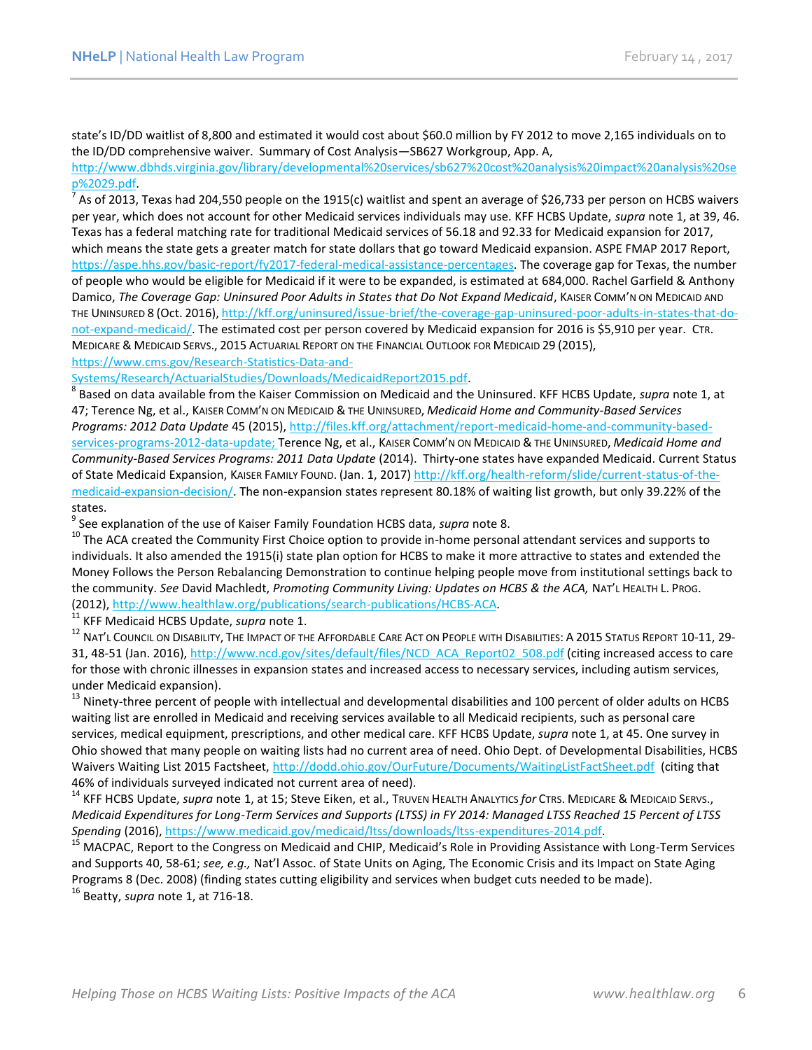state's ID/DD waitlist of 8,800 and estimated it would cost about $60.0 million by FY 2012 to move 2,165 individuals on to the ID/DD comprehensive waiver. Summary of Cost Analysis—SB627 Workgroup, App. A, http://www.dbhds.virginia.gov/library/developmental%20services/sb627%20cost%20analysis%20impact%20analysis%20sep%2029.pdf.

[7] As of 2013, Texas had 204,550 people on the 1915(c) waitlist and spent an average of $26,733 per person on HCBS waivers per year, which does not account for other Medicaid services individuals may use. KFF HCBS Update, *supra* note 1, at 39, 46. Texas has a federal matching rate for traditional Medicaid services of 56.18 and 92.33 for Medicaid expansion for 2017, which means the state gets a greater match for state dollars that go toward Medicaid expansion. ASPE FMAP 2017 Report, https://aspe.hhs.gov/basic-report/fy2017-federal-medical-assistance-percentages. The coverage gap for Texas, the number of people who would be eligible for Medicaid if it were to be expanded, is estimated at 684,000. Rachel Garfield & Anthony Damico, *The Coverage Gap: Uninsured Poor Adults in States that Do Not Expand Medicaid*, KAISER COMM'N ON MEDICAID AND THE UNINSURED 8 (Oct. 2016), http://kff.org/uninsured/issue-brief/the-coverage-gap-uninsured-poor-adults-in-states-that-do-not-expand-medicaid/. The estimated cost per person covered by Medicaid expansion for 2016 is $5,910 per year. CTR. MEDICARE & MEDICAID SERVS., 2015 ACTUARIAL REPORT ON THE FINANCIAL OUTLOOK FOR MEDICAID 29 (2015), https://www.cms.gov/Research-Statistics-Data-and-Systems/Research/ActuarialStudies/Downloads/MedicaidReport2015.pdf.

[8] Based on data available from the Kaiser Commission on Medicaid and the Uninsured. KFF HCBS Update, *supra* note 1, at 47; Terence Ng, et al., KAISER COMM'N ON MEDICAID & THE UNINSURED, *Medicaid Home and Community-Based Services Programs: 2012 Data Update* 45 (2015), http://files.kff.org/attachment/report-medicaid-home-and-community-based-services-programs-2012-data-update; Terence Ng, et al., KAISER COMM'N ON MEDICAID & THE UNINSURED, *Medicaid Home and Community-Based Services Programs: 2011 Data Update* (2014). Thirty-one states have expanded Medicaid. Current Status of State Medicaid Expansion, KAISER FAMILY FOUND. (Jan. 1, 2017) http://kff.org/health-reform/slide/current-status-of-the-medicaid-expansion-decision/. The non-expansion states represent 80.18% of waiting list growth, but only 39.22% of the states.

[9] See explanation of the use of Kaiser Family Foundation HCBS data, *supra* note 8.

[10] The ACA created the Community First Choice option to provide in-home personal attendant services and supports to individuals. It also amended the 1915(i) state plan option for HCBS to make it more attractive to states and extended the Money Follows the Person Rebalancing Demonstration to continue helping people move from institutional settings back to the community. *See* David Machledt, *Promoting Community Living: Updates on HCBS & the ACA,* NAT'L HEALTH L. PROG. (2012), http://www.healthlaw.org/publications/search-publications/HCBS-ACA.

[11] KFF Medicaid HCBS Update, *supra* note 1.

[12] NAT'L COUNCIL ON DISABILITY, THE IMPACT OF THE AFFORDABLE CARE ACT ON PEOPLE WITH DISABILITIES: A 2015 STATUS REPORT 10-11, 29-31, 48-51 (Jan. 2016), http://www.ncd.gov/sites/default/files/NCD_ACA_Report02_508.pdf (citing increased access to care for those with chronic illnesses in expansion states and increased access to necessary services, including autism services, under Medicaid expansion).

[13] Ninety-three percent of people with intellectual and developmental disabilities and 100 percent of older adults on HCBS waiting list are enrolled in Medicaid and receiving services available to all Medicaid recipients, such as personal care services, medical equipment, prescriptions, and other medical care. KFF HCBS Update, *supra* note 1, at 45. One survey in Ohio showed that many people on waiting lists had no current area of need. Ohio Dept. of Developmental Disabilities, HCBS Waivers Waiting List 2015 Factsheet, http://dodd.ohio.gov/OurFuture/Documents/WaitingListFactSheet.pdf (citing that 46% of individuals surveyed indicated not current area of need).

[14] KFF HCBS Update, *supra* note 1, at 15; Steve Eiken, et al., TRUVEN HEALTH ANALYTICS *for* CTRS. MEDICARE & MEDICAID SERVS., *Medicaid Expenditures for Long-Term Services and Supports (LTSS) in FY 2014: Managed LTSS Reached 15 Percent of LTSS Spending* (2016), https://www.medicaid.gov/medicaid/ltss/downloads/ltss-expenditures-2014.pdf.

[15] MACPAC, Report to the Congress on Medicaid and CHIP, Medicaid's Role in Providing Assistance with Long-Term Services and Supports 40, 58-61; *see, e.g.,* Nat'l Assoc. of State Units on Aging, The Economic Crisis and its Impact on State Aging Programs 8 (Dec. 2008) (finding states cutting eligibility and services when budget cuts needed to be made).

[16] Beatty, *supra* note 1, at 716-18.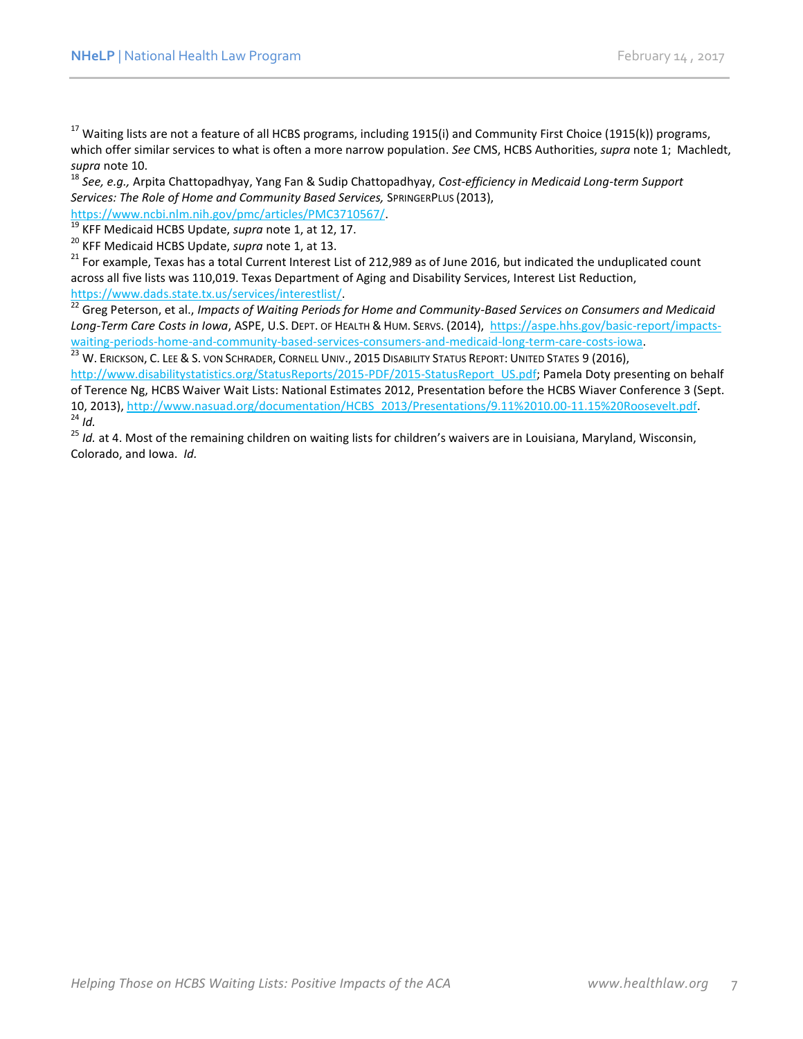[17] Waiting lists are not a feature of all HCBS programs, including 1915(i) and Community First Choice (1915(k)) programs, which offer similar services to what is often a more narrow population. *See* CMS, HCBS Authorities, *supra* note 1; Machledt, *supra* note 10.

[18] *See, e.g.,* Arpita Chattopadhyay, Yang Fan & Sudip Chattopadhyay, *Cost-efficiency in Medicaid Long-term Support Services: The Role of Home and Community Based Services,* SPRINGERPLUS (2013), https://www.ncbi.nlm.nih.gov/pmc/articles/PMC3710567/.

[19] KFF Medicaid HCBS Update, *supra* note 1, at 12, 17.

[20] KFF Medicaid HCBS Update, *supra* note 1, at 13.

[21] For example, Texas has a total Current Interest List of 212,989 as of June 2016, but indicated the unduplicated count across all five lists was 110,019. Texas Department of Aging and Disability Services, Interest List Reduction, https://www.dads.state.tx.us/services/interestlist/.

[22] Greg Peterson, et al., *Impacts of Waiting Periods for Home and Community-Based Services on Consumers and Medicaid Long-Term Care Costs in Iowa*, ASPE, U.S. DEPT. OF HEALTH & HUM. SERVS. (2014), https://aspe.hhs.gov/basic-report/impacts-waiting-periods-home-and-community-based-services-consumers-and-medicaid-long-term-care-costs-iowa.

[23] W. ERICKSON, C. LEE & S. VON SCHRADER, CORNELL UNIV., 2015 DISABILITY STATUS REPORT: UNITED STATES 9 (2016), http://www.disabilitystatistics.org/StatusReports/2015-PDF/2015-StatusReport_US.pdf; Pamela Doty presenting on behalf of Terence Ng, HCBS Waiver Wait Lists: National Estimates 2012, Presentation before the HCBS Wiaver Conference 3 (Sept. 10, 2013), http://www.nasuad.org/documentation/HCBS_2013/Presentations/9.11%2010.00-11.15%20Roosevelt.pdf.

[24] *Id.*

[25] *Id.* at 4. Most of the remaining children on waiting lists for children's waivers are in Louisiana, Maryland, Wisconsin, Colorado, and Iowa. *Id.*